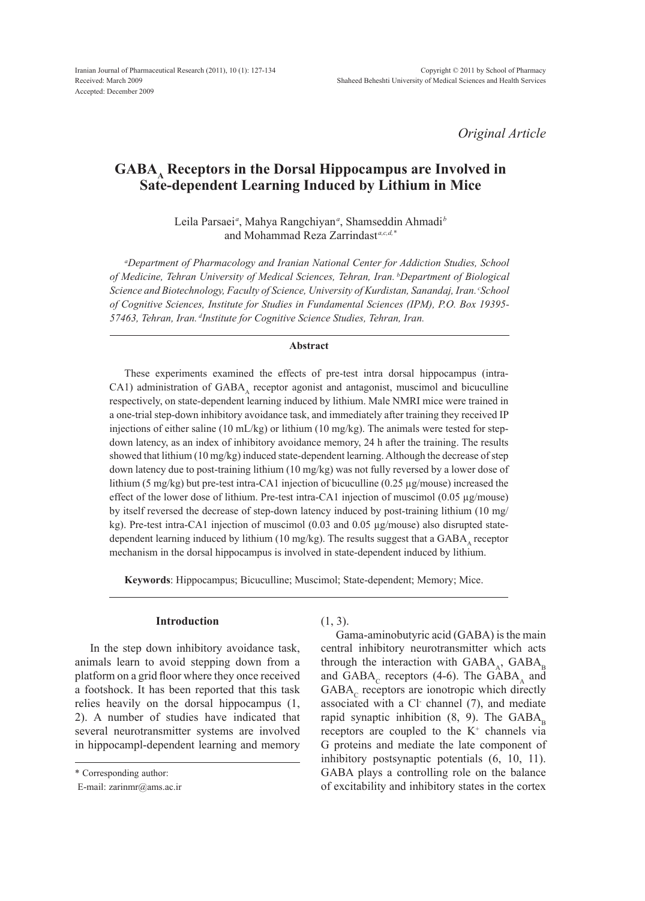*Original Article*

# $GABA_A$ Receptors in the Dorsal Hippocampus are Involved in Sate-dependent Learning Induced by Lithium in Mice

Leila Parsaei[a], Mahya Rangchiyan[a], Shamseddin Ahmadi[b] and Mohammad Reza Zarrindast[a,c,d,*]

*[a]Department of Pharmacology and Iranian National Center for Addiction Studies, School of Medicine, Tehran University of Medical Sciences, Tehran, Iran. [b]Department of Biological Science and Biotechnology, Faculty of Science, University of Kurdistan, Sanandaj, Iran. [c]School of Cognitive Sciences, Institute for Studies in Fundamental Sciences (IPM), P.O. Box 19395-57463, Tehran, Iran. [d]Institute for Cognitive Science Studies, Tehran, Iran.*

## Abstract

These experiments examined the effects of pre-test intra dorsal hippocampus (intra-CA1) administration of $GABA_A$ receptor agonist and antagonist, muscimol and bicuculline respectively, on state-dependent learning induced by lithium. Male NMRI mice were trained in a one-trial step-down inhibitory avoidance task, and immediately after training they received IP injections of either saline (10 mL/kg) or lithium (10 mg/kg). The animals were tested for step-down latency, as an index of inhibitory avoidance memory, 24 h after the training. The results showed that lithium (10 mg/kg) induced state-dependent learning. Although the decrease of step down latency due to post-training lithium (10 mg/kg) was not fully reversed by a lower dose of lithium (5 mg/kg) but pre-test intra-CA1 injection of bicuculline (0.25 µg/mouse) increased the effect of the lower dose of lithium. Pre-test intra-CA1 injection of muscimol (0.05 µg/mouse) by itself reversed the decrease of step-down latency induced by post-training lithium (10 mg/kg). Pre-test intra-CA1 injection of muscimol (0.03 and 0.05 µg/mouse) also disrupted state-dependent learning induced by lithium (10 mg/kg). The results suggest that a $GABA_A$ receptor mechanism in the dorsal hippocampus is involved in state-dependent induced by lithium.

**Keywords**: Hippocampus; Bicuculline; Muscimol; State-dependent; Memory; Mice.

## Introduction

In the step down inhibitory avoidance task, animals learn to avoid stepping down from a platform on a grid floor where they once received a footshock. It has been reported that this task relies heavily on the dorsal hippocampus (1, 2). A number of studies have indicated that several neurotransmitter systems are involved in hippocampl-dependent learning and memory (1, 3).

Gama-aminobutyric acid (GABA) is the main central inhibitory neurotransmitter which acts through the interaction with $GABA_A$, $GABA_B$ and $GABA_C$ receptors (4-6). The $GABA_A$ and $GABA_C$ receptors are ionotropic which directly associated with a $Cl^-$ channel (7), and mediate rapid synaptic inhibition (8, 9). The $GABA_B$ receptors are coupled to the $K^+$ channels via G proteins and mediate the late component of inhibitory postsynaptic potentials (6, 10, 11). GABA plays a controlling role on the balance of excitability and inhibitory states in the cortex

\* Corresponding author:
E-mail: zarinmr@ams.ac.ir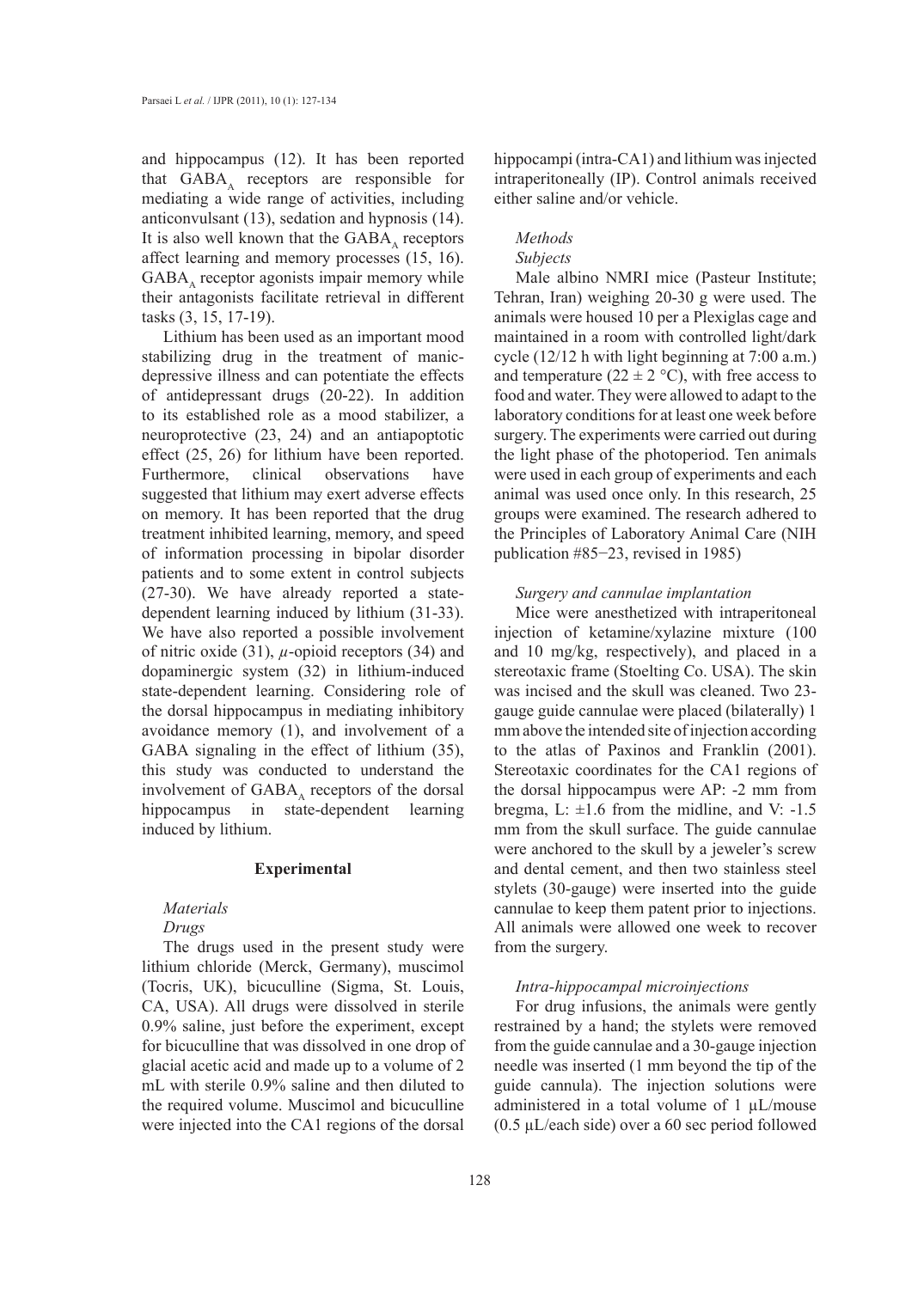and hippocampus (12). It has been reported that $GABA_A$ receptors are responsible for mediating a wide range of activities, including anticonvulsant (13), sedation and hypnosis (14). It is also well known that the $GABA_A$ receptors affect learning and memory processes (15, 16). $GABA_A$ receptor agonists impair memory while their antagonists facilitate retrieval in different tasks (3, 15, 17-19).

Lithium has been used as an important mood stabilizing drug in the treatment of manic-depressive illness and can potentiate the effects of antidepressant drugs (20-22). In addition to its established role as a mood stabilizer, a neuroprotective (23, 24) and an antiapoptotic effect (25, 26) for lithium have been reported. Furthermore, clinical observations have suggested that lithium may exert adverse effects on memory. It has been reported that the drug treatment inhibited learning, memory, and speed of information processing in bipolar disorder patients and to some extent in control subjects (27-30). We have already reported a state-dependent learning induced by lithium (31-33). We have also reported a possible involvement of nitric oxide (31), $\mu$-opioid receptors (34) and dopaminergic system (32) in lithium-induced state-dependent learning. Considering role of the dorsal hippocampus in mediating inhibitory avoidance memory (1), and involvement of a GABA signaling in the effect of lithium (35), this study was conducted to understand the involvement of $GABA_A$ receptors of the dorsal hippocampus in state-dependent learning induced by lithium.

## Experimental

### *Materials*

#### *Drugs*

The drugs used in the present study were lithium chloride (Merck, Germany), muscimol (Tocris, UK), bicuculline (Sigma, St. Louis, CA, USA). All drugs were dissolved in sterile 0.9% saline, just before the experiment, except for bicuculline that was dissolved in one drop of glacial acetic acid and made up to a volume of 2 mL with sterile 0.9% saline and then diluted to the required volume. Muscimol and bicuculline were injected into the CA1 regions of the dorsal hippocampi (intra-CA1) and lithium was injected intraperitoneally (IP). Control animals received either saline and/or vehicle.

### *Methods*

#### *Subjects*

Male albino NMRI mice (Pasteur Institute; Tehran, Iran) weighing 20-30 g were used. The animals were housed 10 per a Plexiglas cage and maintained in a room with controlled light/dark cycle (12/12 h with light beginning at 7:00 a.m.) and temperature ($22 \pm 2$ °C), with free access to food and water. They were allowed to adapt to the laboratory conditions for at least one week before surgery. The experiments were carried out during the light phase of the photoperiod. Ten animals were used in each group of experiments and each animal was used once only. In this research, 25 groups were examined. The research adhered to the Principles of Laboratory Animal Care (NIH publication #85−23, revised in 1985)

#### *Surgery and cannulae implantation*

Mice were anesthetized with intraperitoneal injection of ketamine/xylazine mixture (100 and 10 mg/kg, respectively), and placed in a stereotaxic frame (Stoelting Co. USA). The skin was incised and the skull was cleaned. Two 23-gauge guide cannulae were placed (bilaterally) 1 mm above the intended site of injection according to the atlas of Paxinos and Franklin (2001). Stereotaxic coordinates for the CA1 regions of the dorsal hippocampus were AP: -2 mm from bregma, L: ±1.6 from the midline, and V: -1.5 mm from the skull surface. The guide cannulae were anchored to the skull by a jeweler's screw and dental cement, and then two stainless steel stylets (30-gauge) were inserted into the guide cannulae to keep them patent prior to injections. All animals were allowed one week to recover from the surgery.

#### *Intra-hippocampal microinjections*

For drug infusions, the animals were gently restrained by a hand; the stylets were removed from the guide cannulae and a 30-gauge injection needle was inserted (1 mm beyond the tip of the guide cannula). The injection solutions were administered in a total volume of 1 µL/mouse (0.5 µL/each side) over a 60 sec period followed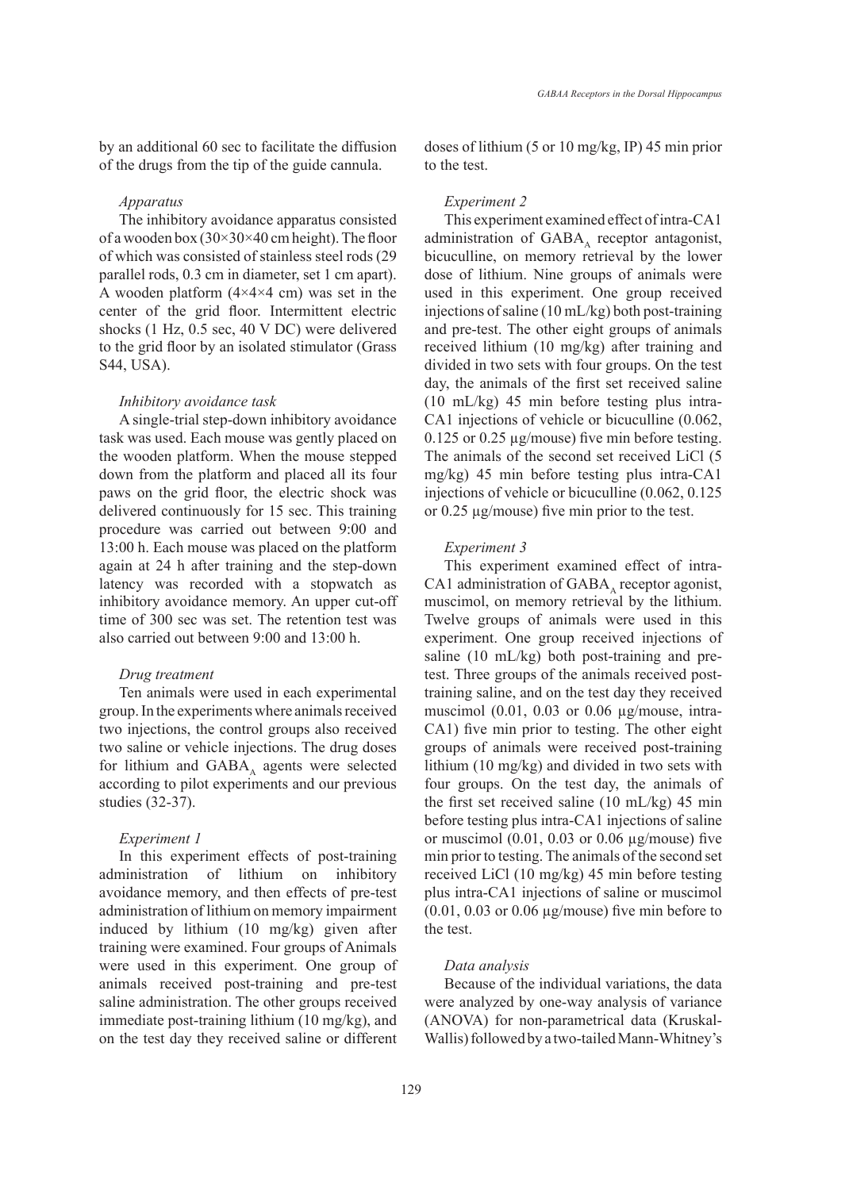by an additional 60 sec to facilitate the diffusion of the drugs from the tip of the guide cannula.

### *Apparatus*

The inhibitory avoidance apparatus consisted of a wooden box (30×30×40 cm height). The floor of which was consisted of stainless steel rods (29 parallel rods, 0.3 cm in diameter, set 1 cm apart). A wooden platform (4×4×4 cm) was set in the center of the grid floor. Intermittent electric shocks (1 Hz, 0.5 sec, 40 V DC) were delivered to the grid floor by an isolated stimulator (Grass S44, USA).

### *Inhibitory avoidance task*

A single-trial step-down inhibitory avoidance task was used. Each mouse was gently placed on the wooden platform. When the mouse stepped down from the platform and placed all its four paws on the grid floor, the electric shock was delivered continuously for 15 sec. This training procedure was carried out between 9:00 and 13:00 h. Each mouse was placed on the platform again at 24 h after training and the step-down latency was recorded with a stopwatch as inhibitory avoidance memory. An upper cut-off time of 300 sec was set. The retention test was also carried out between 9:00 and 13:00 h.

### *Drug treatment*

Ten animals were used in each experimental group. In the experiments where animals received two injections, the control groups also received two saline or vehicle injections. The drug doses for lithium and $GABA_A$ agents were selected according to pilot experiments and our previous studies (32-37).

### *Experiment 1*

In this experiment effects of post-training administration of lithium on inhibitory avoidance memory, and then effects of pre-test administration of lithium on memory impairment induced by lithium (10 mg/kg) given after training were examined. Four groups of Animals were used in this experiment. One group of animals received post-training and pre-test saline administration. The other groups received immediate post-training lithium (10 mg/kg), and on the test day they received saline or different doses of lithium (5 or 10 mg/kg, IP) 45 min prior to the test.

### *Experiment 2*

This experiment examined effect of intra-CA1 administration of $GABA_A$ receptor antagonist, bicuculline, on memory retrieval by the lower dose of lithium. Nine groups of animals were used in this experiment. One group received injections of saline (10 mL/kg) both post-training and pre-test. The other eight groups of animals received lithium (10 mg/kg) after training and divided in two sets with four groups. On the test day, the animals of the first set received saline (10 mL/kg) 45 min before testing plus intra-CA1 injections of vehicle or bicuculline (0.062, 0.125 or 0.25 µg/mouse) five min before testing. The animals of the second set received LiCl (5 mg/kg) 45 min before testing plus intra-CA1 injections of vehicle or bicuculline (0.062, 0.125 or 0.25 µg/mouse) five min prior to the test.

### *Experiment 3*

This experiment examined effect of intra-CA1 administration of $GABA_A$ receptor agonist, muscimol, on memory retrieval by the lithium. Twelve groups of animals were used in this experiment. One group received injections of saline (10 mL/kg) both post-training and pre-test. Three groups of the animals received post-training saline, and on the test day they received muscimol (0.01, 0.03 or 0.06 µg/mouse, intra-CA1) five min prior to testing. The other eight groups of animals were received post-training lithium (10 mg/kg) and divided in two sets with four groups. On the test day, the animals of the first set received saline (10 mL/kg) 45 min before testing plus intra-CA1 injections of saline or muscimol (0.01, 0.03 or 0.06 µg/mouse) five min prior to testing. The animals of the second set received LiCl (10 mg/kg) 45 min before testing plus intra-CA1 injections of saline or muscimol (0.01, 0.03 or 0.06 µg/mouse) five min before to the test.

### *Data analysis*

Because of the individual variations, the data were analyzed by one-way analysis of variance (ANOVA) for non-parametrical data (Kruskal-Wallis) followed by a two-tailed Mann-Whitney's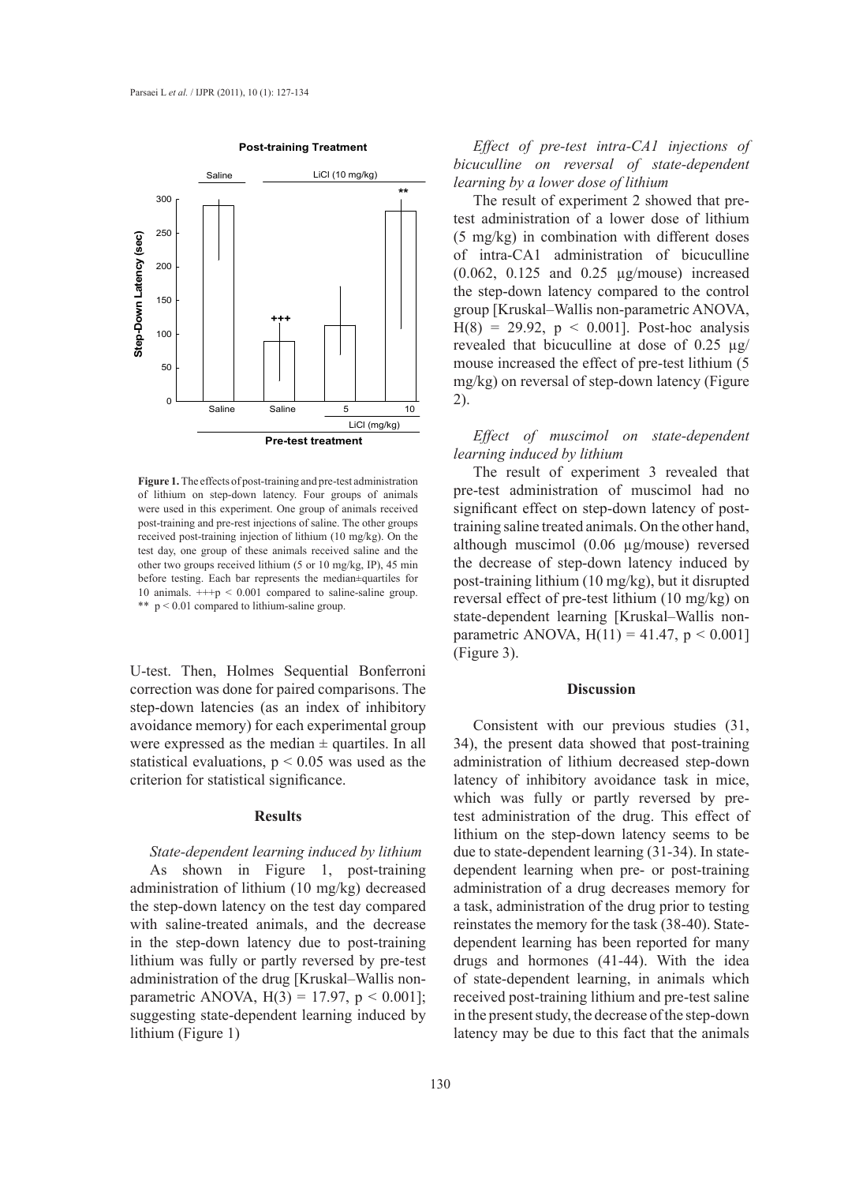**Figure 1.** The effects of post-training and pre-test administration of lithium on step-down latency. Four groups of animals were used in this experiment. One group of animals received post-training and pre-rest injections of saline. The other groups received post-training injection of lithium (10 mg/kg). On the test day, one group of these animals received saline and the other two groups received lithium (5 or 10 mg/kg, IP), 45 min before testing. Each bar represents the median±quartiles for 10 animals. +++p < 0.001 compared to saline-saline group. ** p < 0.01 compared to lithium-saline group.

U-test. Then, Holmes Sequential Bonferroni correction was done for paired comparisons. The step-down latencies (as an index of inhibitory avoidance memory) for each experimental group were expressed as the median ± quartiles. In all statistical evaluations, $p < 0.05$ was used as the criterion for statistical significance.

## Results

### *State-dependent learning induced by lithium*

As shown in Figure 1, post-training administration of lithium (10 mg/kg) decreased the step-down latency on the test day compared with saline-treated animals, and the decrease in the step-down latency due to post-training lithium was fully or partly reversed by pre-test administration of the drug [Kruskal–Wallis non-parametric ANOVA, $H(3) = 17.97$, $p < 0.001$]; suggesting state-dependent learning induced by lithium (Figure 1)

### *Effect of pre-test intra-CA1 injections of bicuculline on reversal of state-dependent learning by a lower dose of lithium*

The result of experiment 2 showed that pre-test administration of a lower dose of lithium (5 mg/kg) in combination with different doses of intra-CA1 administration of bicuculline (0.062, 0.125 and 0.25 μg/mouse) increased the step-down latency compared to the control group [Kruskal–Wallis non-parametric ANOVA, $H(8) = 29.92$, $p < 0.001$]. Post-hoc analysis revealed that bicuculline at dose of 0.25 μg/mouse increased the effect of pre-test lithium (5 mg/kg) on reversal of step-down latency (Figure 2).

### *Effect of muscimol on state-dependent learning induced by lithium*

The result of experiment 3 revealed that pre-test administration of muscimol had no significant effect on step-down latency of post-training saline treated animals. On the other hand, although muscimol (0.06 μg/mouse) reversed the decrease of step-down latency induced by post-training lithium (10 mg/kg), but it disrupted reversal effect of pre-test lithium (10 mg/kg) on state-dependent learning [Kruskal–Wallis non-parametric ANOVA, $H(11) = 41.47$, $p < 0.001$] (Figure 3).

## Discussion

Consistent with our previous studies (31, 34), the present data showed that post-training administration of lithium decreased step-down latency of inhibitory avoidance task in mice, which was fully or partly reversed by pre-test administration of the drug. This effect of lithium on the step-down latency seems to be due to state-dependent learning (31-34). In state-dependent learning when pre- or post-training administration of a drug decreases memory for a task, administration of the drug prior to testing reinstates the memory for the task (38-40). State-dependent learning has been reported for many drugs and hormones (41-44). With the idea of state-dependent learning, in animals which received post-training lithium and pre-test saline in the present study, the decrease of the step-down latency may be due to this fact that the animals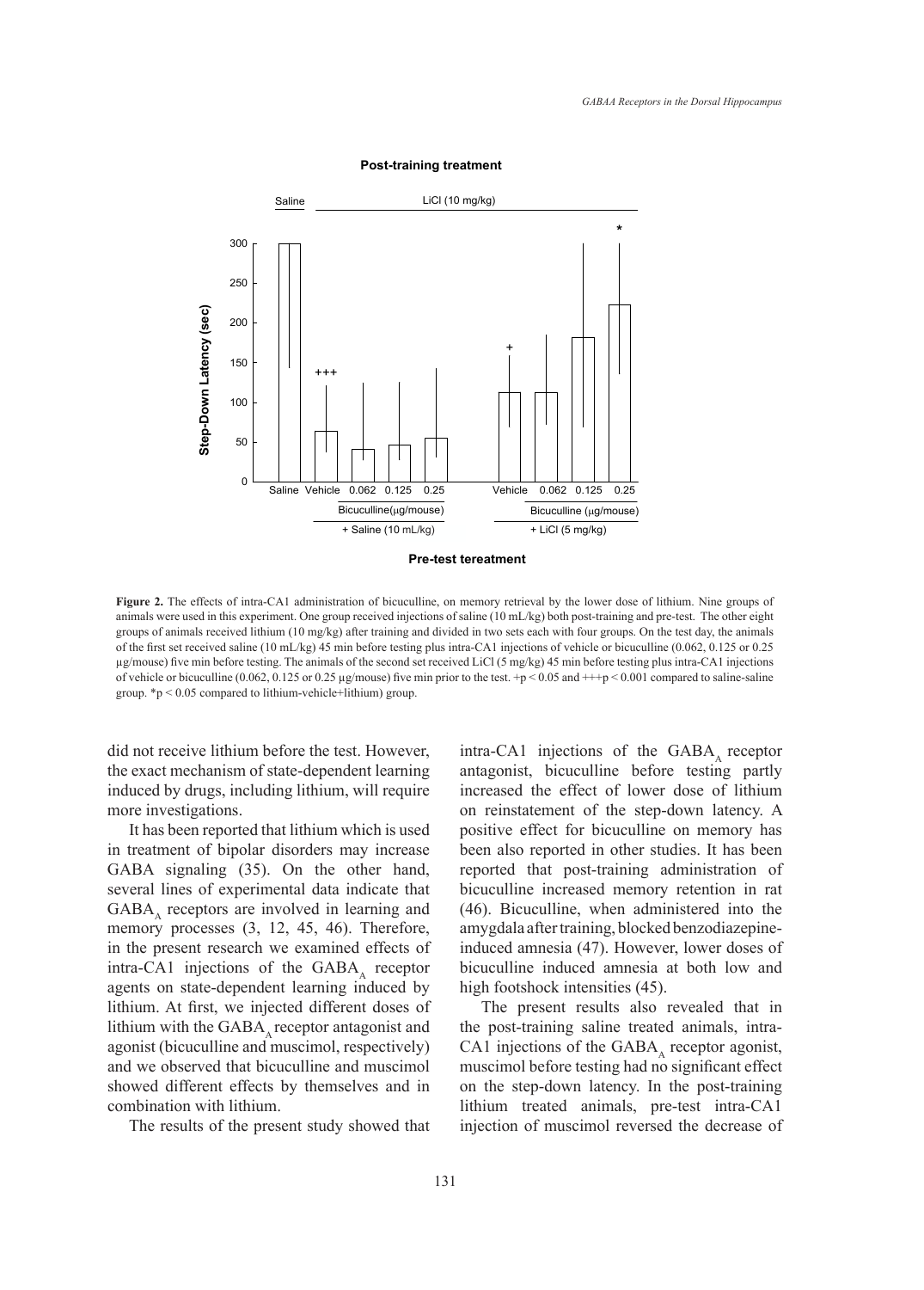**Figure 2.** The effects of intra-CA1 administration of bicuculline, on memory retrieval by the lower dose of lithium. Nine groups of animals were used in this experiment. One group received injections of saline (10 mL/kg) both post-training and pre-test. The other eight groups of animals received lithium (10 mg/kg) after training and divided in two sets each with four groups. On the test day, the animals of the first set received saline (10 mL/kg) 45 min before testing plus intra-CA1 injections of vehicle or bicuculline (0.062, 0.125 or 0.25 µg/mouse) five min before testing. The animals of the second set received LiCl (5 mg/kg) 45 min before testing plus intra-CA1 injections of vehicle or bicuculline (0.062, 0.125 or 0.25 µg/mouse) five min prior to the test. $+p < 0.05$ and $+++p < 0.001$ compared to saline-saline group. $*p < 0.05$ compared to lithium-vehicle+lithium) group.

did not receive lithium before the test. However, the exact mechanism of state-dependent learning induced by drugs, including lithium, will require more investigations.

It has been reported that lithium which is used in treatment of bipolar disorders may increase GABA signaling (35). On the other hand, several lines of experimental data indicate that $GABA_A$ receptors are involved in learning and memory processes (3, 12, 45, 46). Therefore, in the present research we examined effects of intra-CA1 injections of the $GABA_A$ receptor agents on state-dependent learning induced by lithium. At first, we injected different doses of lithium with the $GABA_A$ receptor antagonist and agonist (bicuculline and muscimol, respectively) and we observed that bicuculline and muscimol showed different effects by themselves and in combination with lithium.

The results of the present study showed that intra-CA1 injections of the $GABA_A$ receptor antagonist, bicuculline before testing partly increased the effect of lower dose of lithium on reinstatement of the step-down latency. A positive effect for bicuculline on memory has been also reported in other studies. It has been reported that post-training administration of bicuculline increased memory retention in rat (46). Bicuculline, when administered into the amygdala after training, blocked benzodiazepine-induced amnesia (47). However, lower doses of bicuculline induced amnesia at both low and high footshock intensities (45).

The present results also revealed that in the post-training saline treated animals, intra-CA1 injections of the $GABA_A$ receptor agonist, muscimol before testing had no significant effect on the step-down latency. In the post-training lithium treated animals, pre-test intra-CA1 injection of muscimol reversed the decrease of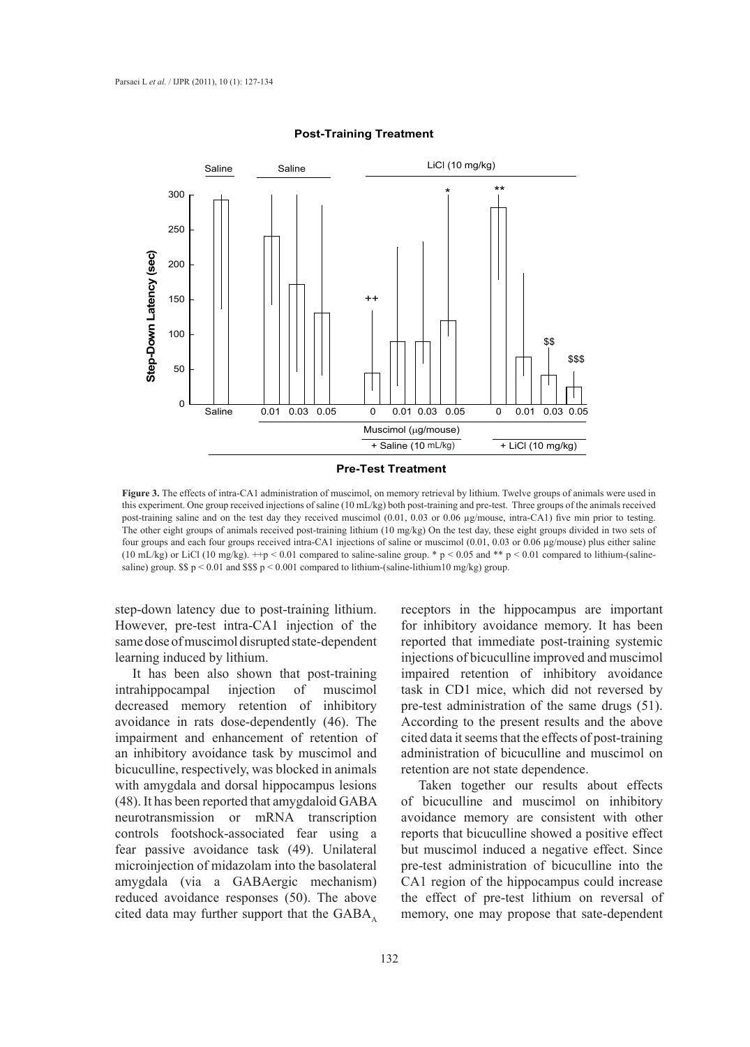**Figure 3.** The effects of intra-CA1 administration of muscimol, on memory retrieval by lithium. Twelve groups of animals were used in this experiment. One group received injections of saline (10 mL/kg) both post-training and pre-test. Three groups of the animals received post-training saline and on the test day they received muscimol (0.01, 0.03 or 0.06 µg/mouse, intra-CA1) five min prior to testing. The other eight groups of animals received post-training lithium (10 mg/kg) On the test day, these eight groups divided in two sets of four groups and each four groups received intra-CA1 injections of saline or muscimol (0.01, 0.03 or 0.06 µg/mouse) plus either saline (10 mL/kg) or LiCl (10 mg/kg). ++$p < 0.01$ compared to saline-saline group. * $p < 0.05$ and ** $p < 0.01$ compared to lithium-(saline-saline) group. $$ $p < 0.01$ and $$$ $p < 0.001$ compared to lithium-(saline-lithium10 mg/kg) group.

step-down latency due to post-training lithium. However, pre-test intra-CA1 injection of the same dose of muscimol disrupted state-dependent learning induced by lithium.

It has been also shown that post-training intrahippocampal injection of muscimol decreased memory retention of inhibitory avoidance in rats dose-dependently (46). The impairment and enhancement of retention of an inhibitory avoidance task by muscimol and bicuculline, respectively, was blocked in animals with amygdala and dorsal hippocampus lesions (48). It has been reported that amygdaloid GABA neurotransmission or mRNA transcription controls footshock-associated fear using a fear passive avoidance task (49). Unilateral microinjection of midazolam into the basolateral amygdala (via a GABAergic mechanism) reduced avoidance responses (50). The above cited data may further support that the $GABA_A$ receptors in the hippocampus are important for inhibitory avoidance memory. It has been reported that immediate post-training systemic injections of bicuculline improved and muscimol impaired retention of inhibitory avoidance task in CD1 mice, which did not reversed by pre-test administration of the same drugs (51). According to the present results and the above cited data it seems that the effects of post-training administration of bicuculline and muscimol on retention are not state dependence.

Taken together our results about effects of bicuculline and muscimol on inhibitory avoidance memory are consistent with other reports that bicuculline showed a positive effect but muscimol induced a negative effect. Since pre-test administration of bicuculline into the CA1 region of the hippocampus could increase the effect of pre-test lithium on reversal of memory, one may propose that sate-dependent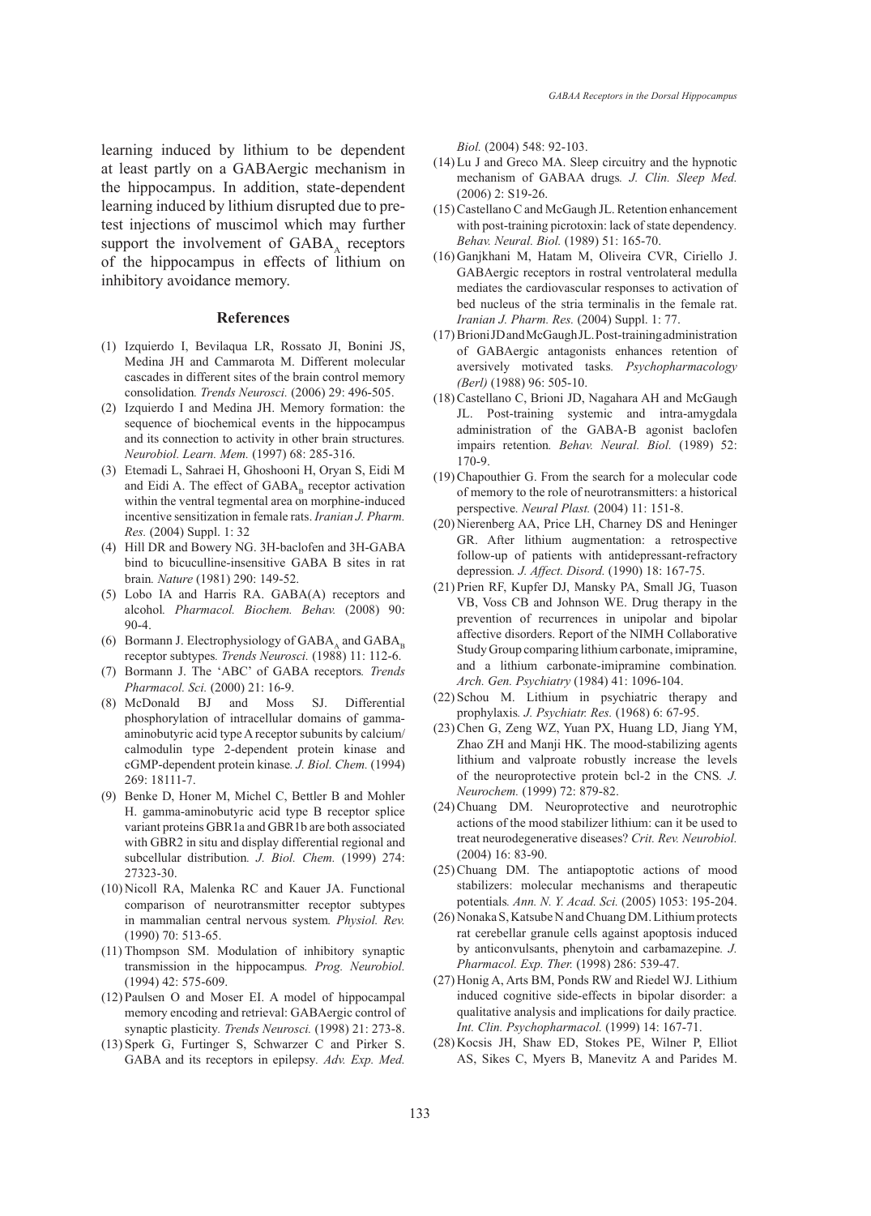learning induced by lithium to be dependent at least partly on a GABAergic mechanism in the hippocampus. In addition, state-dependent learning induced by lithium disrupted due to pre-test injections of muscimol which may further support the involvement of $GABA_A$ receptors of the hippocampus in effects of lithium on inhibitory avoidance memory.

## References

(1) Izquierdo I, Bevilaqua LR, Rossato JI, Bonini JS, Medina JH and Cammarota M. Different molecular cascades in different sites of the brain control memory consolidation. *Trends Neurosci.* (2006) 29: 496-505.

(2) Izquierdo I and Medina JH. Memory formation: the sequence of biochemical events in the hippocampus and its connection to activity in other brain structures. *Neurobiol. Learn. Mem.* (1997) 68: 285-316.

(3) Etemadi L, Sahraei H, Ghoshooni H, Oryan S, Eidi M and Eidi A. The effect of $GABA_B$ receptor activation within the ventral tegmental area on morphine-induced incentive sensitization in female rats. *Iranian J. Pharm. Res.* (2004) Suppl. 1: 32

(4) Hill DR and Bowery NG. 3H-baclofen and 3H-GABA bind to bicuculline-insensitive GABA B sites in rat brain. *Nature* (1981) 290: 149-52.

(5) Lobo IA and Harris RA. GABA(A) receptors and alcohol. *Pharmacol. Biochem. Behav.* (2008) 90: 90-4.

(6) Bormann J. Electrophysiology of $GABA_A$ and $GABA_B$ receptor subtypes. *Trends Neurosci.* (1988) 11: 112-6.

(7) Bormann J. The 'ABC' of GABA receptors. *Trends Pharmacol. Sci.* (2000) 21: 16-9.

(8) McDonald BJ and Moss SJ. Differential phosphorylation of intracellular domains of gamma-aminobutyric acid type A receptor subunits by calcium/calmodulin type 2-dependent protein kinase and cGMP-dependent protein kinase. *J. Biol. Chem.* (1994) 269: 18111-7.

(9) Benke D, Honer M, Michel C, Bettler B and Mohler H. gamma-aminobutyric acid type B receptor splice variant proteins GBR1a and GBR1b are both associated with GBR2 in situ and display differential regional and subcellular distribution. *J. Biol. Chem.* (1999) 274: 27323-30.

(10) Nicoll RA, Malenka RC and Kauer JA. Functional comparison of neurotransmitter receptor subtypes in mammalian central nervous system. *Physiol. Rev.* (1990) 70: 513-65.

(11) Thompson SM. Modulation of inhibitory synaptic transmission in the hippocampus. *Prog. Neurobiol.* (1994) 42: 575-609.

(12) Paulsen O and Moser EI. A model of hippocampal memory encoding and retrieval: GABAergic control of synaptic plasticity. *Trends Neurosci.* (1998) 21: 273-8.

(13) Sperk G, Furtinger S, Schwarzer C and Pirker S. GABA and its receptors in epilepsy. *Adv. Exp. Med. Biol.* (2004) 548: 92-103.

(14) Lu J and Greco MA. Sleep circuitry and the hypnotic mechanism of GABAA drugs. *J. Clin. Sleep Med.* (2006) 2: S19-26.

(15) Castellano C and McGaugh JL. Retention enhancement with post-training picrotoxin: lack of state dependency. *Behav. Neural. Biol.* (1989) 51: 165-70.

(16) Ganjkhani M, Hatam M, Oliveira CVR, Ciriello J. GABAergic receptors in rostral ventrolateral medulla mediates the cardiovascular responses to activation of bed nucleus of the stria terminalis in the female rat. *Iranian J. Pharm. Res.* (2004) Suppl. 1: 77.

(17) Brioni JD and McGaugh JL. Post-training administration of GABAergic antagonists enhances retention of aversively motivated tasks. *Psychopharmacology (Berl)* (1988) 96: 505-10.

(18) Castellano C, Brioni JD, Nagahara AH and McGaugh JL. Post-training systemic and intra-amygdala administration of the GABA-B agonist baclofen impairs retention. *Behav. Neural. Biol.* (1989) 52: 170-9.

(19) Chapouthier G. From the search for a molecular code of memory to the role of neurotransmitters: a historical perspective. *Neural Plast.* (2004) 11: 151-8.

(20) Nierenberg AA, Price LH, Charney DS and Heninger GR. After lithium augmentation: a retrospective follow-up of patients with antidepressant-refractory depression. *J. Affect. Disord.* (1990) 18: 167-75.

(21) Prien RF, Kupfer DJ, Mansky PA, Small JG, Tuason VB, Voss CB and Johnson WE. Drug therapy in the prevention of recurrences in unipolar and bipolar affective disorders. Report of the NIMH Collaborative Study Group comparing lithium carbonate, imipramine, and a lithium carbonate-imipramine combination. *Arch. Gen. Psychiatry* (1984) 41: 1096-104.

(22) Schou M. Lithium in psychiatric therapy and prophylaxis. *J. Psychiatr. Res.* (1968) 6: 67-95.

(23) Chen G, Zeng WZ, Yuan PX, Huang LD, Jiang YM, Zhao ZH and Manji HK. The mood-stabilizing agents lithium and valproate robustly increase the levels of the neuroprotective protein bcl-2 in the CNS. *J. Neurochem.* (1999) 72: 879-82.

(24) Chuang DM. Neuroprotective and neurotrophic actions of the mood stabilizer lithium: can it be used to treat neurodegenerative diseases? *Crit. Rev. Neurobiol.* (2004) 16: 83-90.

(25) Chuang DM. The antiapoptotic actions of mood stabilizers: molecular mechanisms and therapeutic potentials. *Ann. N. Y. Acad. Sci.* (2005) 1053: 195-204.

(26) Nonaka S, Katsube N and Chuang DM. Lithium protects rat cerebellar granule cells against apoptosis induced by anticonvulsants, phenytoin and carbamazepine. *J. Pharmacol. Exp. Ther.* (1998) 286: 539-47.

(27) Honig A, Arts BM, Ponds RW and Riedel WJ. Lithium induced cognitive side-effects in bipolar disorder: a qualitative analysis and implications for daily practice. *Int. Clin. Psychopharmacol.* (1999) 14: 167-71.

(28) Kocsis JH, Shaw ED, Stokes PE, Wilner P, Elliot AS, Sikes C, Myers B, Manevitz A and Parides M.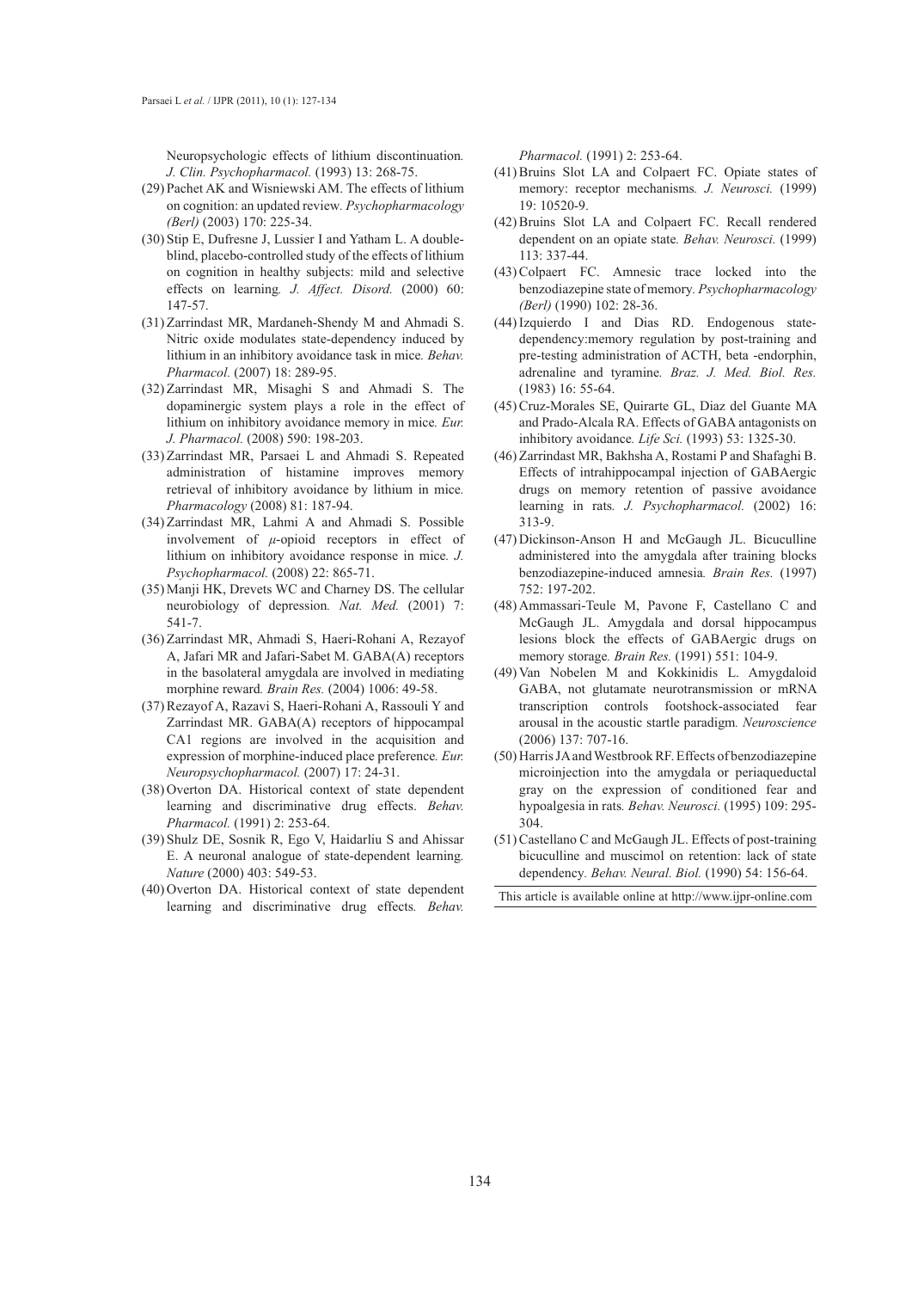Neuropsychologic effects of lithium discontinuation. *J. Clin. Psychopharmacol.* (1993) 13: 268-75.

(29) Pachet AK and Wisniewski AM. The effects of lithium on cognition: an updated review. *Psychopharmacology (Berl)* (2003) 170: 225-34.

(30) Stip E, Dufresne J, Lussier I and Yatham L. A double-blind, placebo-controlled study of the effects of lithium on cognition in healthy subjects: mild and selective effects on learning. *J. Affect. Disord.* (2000) 60: 147-57.

(31) Zarrindast MR, Mardaneh-Shendy M and Ahmadi S. Nitric oxide modulates state-dependency induced by lithium in an inhibitory avoidance task in mice. *Behav. Pharmacol.* (2007) 18: 289-95.

(32) Zarrindast MR, Misaghi S and Ahmadi S. The dopaminergic system plays a role in the effect of lithium on inhibitory avoidance memory in mice. *Eur. J. Pharmacol.* (2008) 590: 198-203.

(33) Zarrindast MR, Parsaei L and Ahmadi S. Repeated administration of histamine improves memory retrieval of inhibitory avoidance by lithium in mice. *Pharmacology* (2008) 81: 187-94.

(34) Zarrindast MR, Lahmi A and Ahmadi S. Possible involvement of $\mu$-opioid receptors in effect of lithium on inhibitory avoidance response in mice. *J. Psychopharmacol.* (2008) 22: 865-71.

(35) Manji HK, Drevets WC and Charney DS. The cellular neurobiology of depression. *Nat. Med.* (2001) 7: 541-7.

(36) Zarrindast MR, Ahmadi S, Haeri-Rohani A, Rezayof A, Jafari MR and Jafari-Sabet M. GABA(A) receptors in the basolateral amygdala are involved in mediating morphine reward. *Brain Res.* (2004) 1006: 49-58.

(37) Rezayof A, Razavi S, Haeri-Rohani A, Rassouli Y and Zarrindast MR. GABA(A) receptors of hippocampal CA1 regions are involved in the acquisition and expression of morphine-induced place preference. *Eur. Neuropsychopharmacol.* (2007) 17: 24-31.

(38) Overton DA. Historical context of state dependent learning and discriminative drug effects. *Behav. Pharmacol.* (1991) 2: 253-64.

(39) Shulz DE, Sosnik R, Ego V, Haidarliu S and Ahissar E. A neuronal analogue of state-dependent learning. *Nature* (2000) 403: 549-53.

(40) Overton DA. Historical context of state dependent learning and discriminative drug effects. *Behav. Pharmacol.* (1991) 2: 253-64.

(41) Bruins Slot LA and Colpaert FC. Opiate states of memory: receptor mechanisms. *J. Neurosci.* (1999) 19: 10520-9.

(42) Bruins Slot LA and Colpaert FC. Recall rendered dependent on an opiate state. *Behav. Neurosci.* (1999) 113: 337-44.

(43) Colpaert FC. Amnesic trace locked into the benzodiazepine state of memory. *Psychopharmacology (Berl)* (1990) 102: 28-36.

(44) Izquierdo I and Dias RD. Endogenous state-dependency:memory regulation by post-training and pre-testing administration of ACTH, beta -endorphin, adrenaline and tyramine. *Braz. J. Med. Biol. Res.* (1983) 16: 55-64.

(45) Cruz-Morales SE, Quirarte GL, Diaz del Guante MA and Prado-Alcala RA. Effects of GABA antagonists on inhibitory avoidance. *Life Sci.* (1993) 53: 1325-30.

(46) Zarrindast MR, Bakhsha A, Rostami P and Shafaghi B. Effects of intrahippocampal injection of GABAergic drugs on memory retention of passive avoidance learning in rats. *J. Psychopharmacol.* (2002) 16: 313-9.

(47) Dickinson-Anson H and McGaugh JL. Bicuculline administered into the amygdala after training blocks benzodiazepine-induced amnesia. *Brain Res.* (1997) 752: 197-202.

(48) Ammassari-Teule M, Pavone F, Castellano C and McGaugh JL. Amygdala and dorsal hippocampus lesions block the effects of GABAergic drugs on memory storage. *Brain Res.* (1991) 551: 104-9.

(49) Van Nobelen M and Kokkinidis L. Amygdaloid GABA, not glutamate neurotransmission or mRNA transcription controls footshock-associated fear arousal in the acoustic startle paradigm. *Neuroscience* (2006) 137: 707-16.

(50) Harris JA and Westbrook RF. Effects of benzodiazepine microinjection into the amygdala or periaqueductal gray on the expression of conditioned fear and hypoalgesia in rats. *Behav. Neurosci.* (1995) 109: 295-304.

(51) Castellano C and McGaugh JL. Effects of post-training bicuculline and muscimol on retention: lack of state dependency. *Behav. Neural. Biol.* (1990) 54: 156-64.

This article is available online at http://www.ijpr-online.com